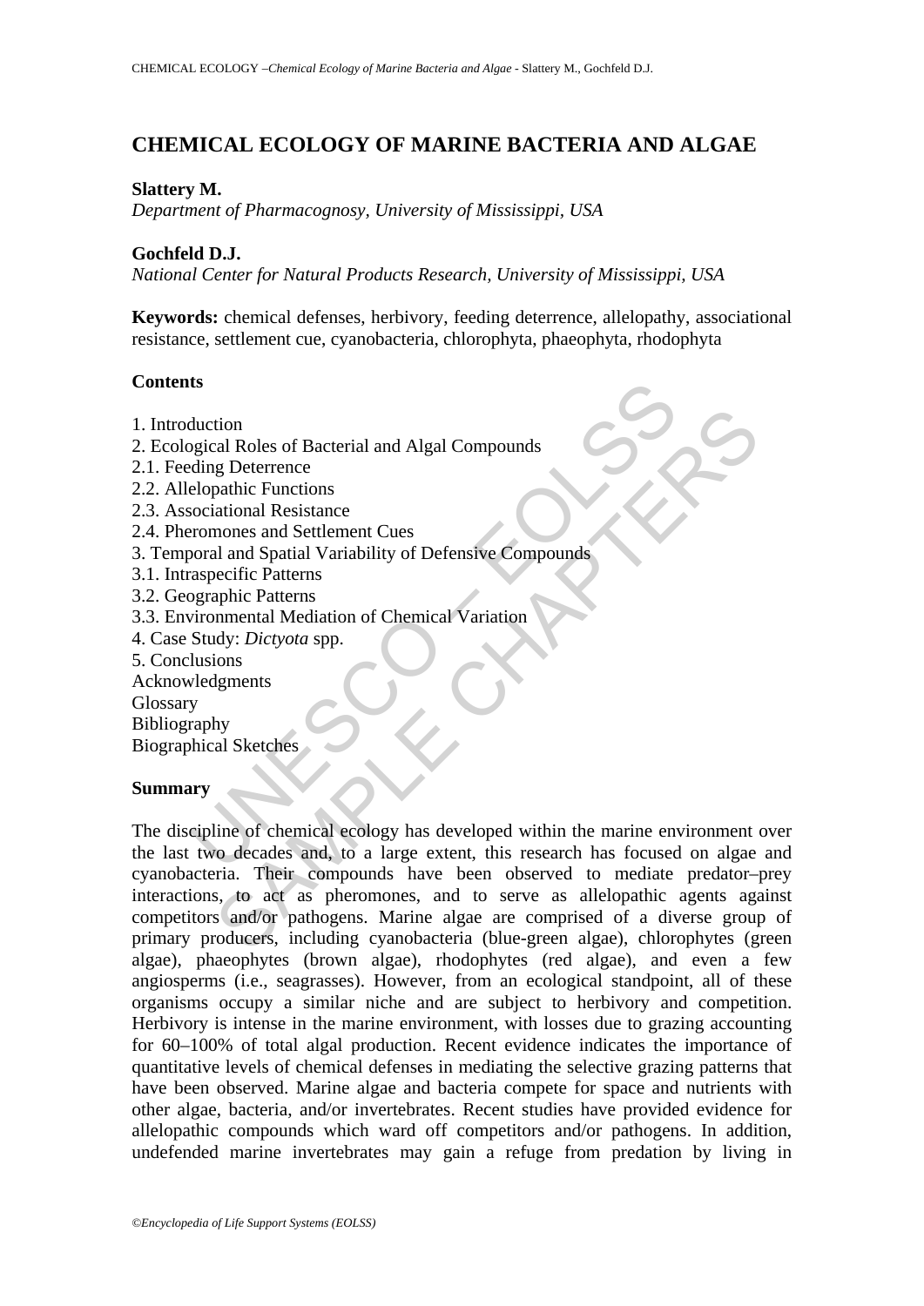# CHEMICAL ECOLOGY OF MARINE BACTERIA AND ALGAE

**Slattery M.**
*Department of Pharmacognosy, University of Mississippi, USA*

**Gochfeld D.J.**
*National Center for Natural Products Research, University of Mississippi, USA*

**Keywords:** chemical defenses, herbivory, feeding deterrence, allelopathy, associational resistance, settlement cue, cyanobacteria, chlorophyta, phaeophyta, rhodophyta

## Contents

1. Introduction
2. Ecological Roles of Bacterial and Algal Compounds
2.1. Feeding Deterrence
2.2. Allelopathic Functions
2.3. Associational Resistance
2.4. Pheromones and Settlement Cues
3. Temporal and Spatial Variability of Defensive Compounds
3.1. Intraspecific Patterns
3.2. Geographic Patterns
3.3. Environmental Mediation of Chemical Variation
4. Case Study: *Dictyota* spp.
5. Conclusions
Acknowledgments
Glossary
Bibliography
Biographical Sketches

## Summary

The discipline of chemical ecology has developed within the marine environment over the last two decades and, to a large extent, this research has focused on algae and cyanobacteria. Their compounds have been observed to mediate predator–prey interactions, to act as pheromones, and to serve as allelopathic agents against competitors and/or pathogens. Marine algae are comprised of a diverse group of primary producers, including cyanobacteria (blue-green algae), chlorophytes (green algae), phaeophytes (brown algae), rhodophytes (red algae), and even a few angiosperms (i.e., seagrasses). However, from an ecological standpoint, all of these organisms occupy a similar niche and are subject to herbivory and competition. Herbivory is intense in the marine environment, with losses due to grazing accounting for 60–100% of total algal production. Recent evidence indicates the importance of quantitative levels of chemical defenses in mediating the selective grazing patterns that have been observed. Marine algae and bacteria compete for space and nutrients with other algae, bacteria, and/or invertebrates. Recent studies have provided evidence for allelopathic compounds which ward off competitors and/or pathogens. In addition, undefended marine invertebrates may gain a refuge from predation by living in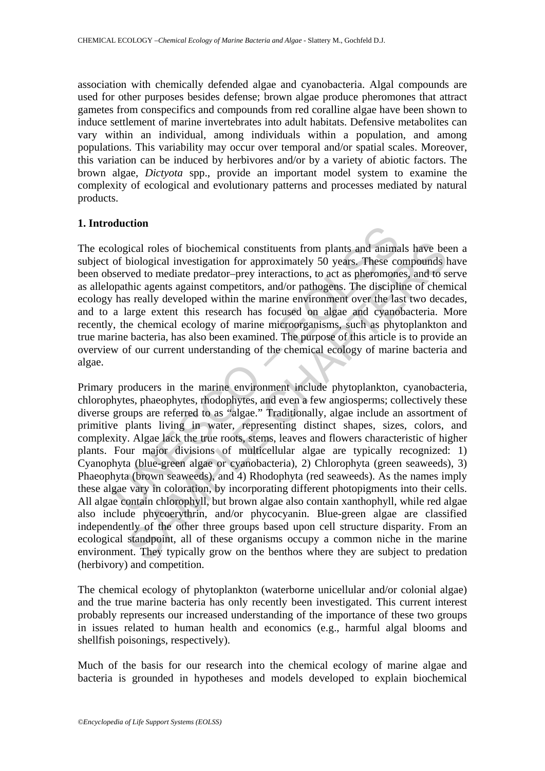association with chemically defended algae and cyanobacteria. Algal compounds are used for other purposes besides defense; brown algae produce pheromones that attract gametes from conspecifics and compounds from red coralline algae have been shown to induce settlement of marine invertebrates into adult habitats. Defensive metabolites can vary within an individual, among individuals within a population, and among populations. This variability may occur over temporal and/or spatial scales. Moreover, this variation can be induced by herbivores and/or by a variety of abiotic factors. The brown algae, *Dictyota* spp., provide an important model system to examine the complexity of ecological and evolutionary patterns and processes mediated by natural products.

## 1. Introduction

The ecological roles of biochemical constituents from plants and animals have been a subject of biological investigation for approximately 50 years. These compounds have been observed to mediate predator–prey interactions, to act as pheromones, and to serve as allelopathic agents against competitors, and/or pathogens. The discipline of chemical ecology has really developed within the marine environment over the last two decades, and to a large extent this research has focused on algae and cyanobacteria. More recently, the chemical ecology of marine microorganisms, such as phytoplankton and true marine bacteria, has also been examined. The purpose of this article is to provide an overview of our current understanding of the chemical ecology of marine bacteria and algae.

Primary producers in the marine environment include phytoplankton, cyanobacteria, chlorophytes, phaeophytes, rhodophytes, and even a few angiosperms; collectively these diverse groups are referred to as "algae." Traditionally, algae include an assortment of primitive plants living in water, representing distinct shapes, sizes, colors, and complexity. Algae lack the true roots, stems, leaves and flowers characteristic of higher plants. Four major divisions of multicellular algae are typically recognized: 1) Cyanophyta (blue-green algae or cyanobacteria), 2) Chlorophyta (green seaweeds), 3) Phaeophyta (brown seaweeds), and 4) Rhodophyta (red seaweeds). As the names imply these algae vary in coloration, by incorporating different photopigments into their cells. All algae contain chlorophyll, but brown algae also contain xanthophyll, while red algae also include phycoerythrin, and/or phycocyanin. Blue-green algae are classified independently of the other three groups based upon cell structure disparity. From an ecological standpoint, all of these organisms occupy a common niche in the marine environment. They typically grow on the benthos where they are subject to predation (herbivory) and competition.

The chemical ecology of phytoplankton (waterborne unicellular and/or colonial algae) and the true marine bacteria has only recently been investigated. This current interest probably represents our increased understanding of the importance of these two groups in issues related to human health and economics (e.g., harmful algal blooms and shellfish poisonings, respectively).

Much of the basis for our research into the chemical ecology of marine algae and bacteria is grounded in hypotheses and models developed to explain biochemical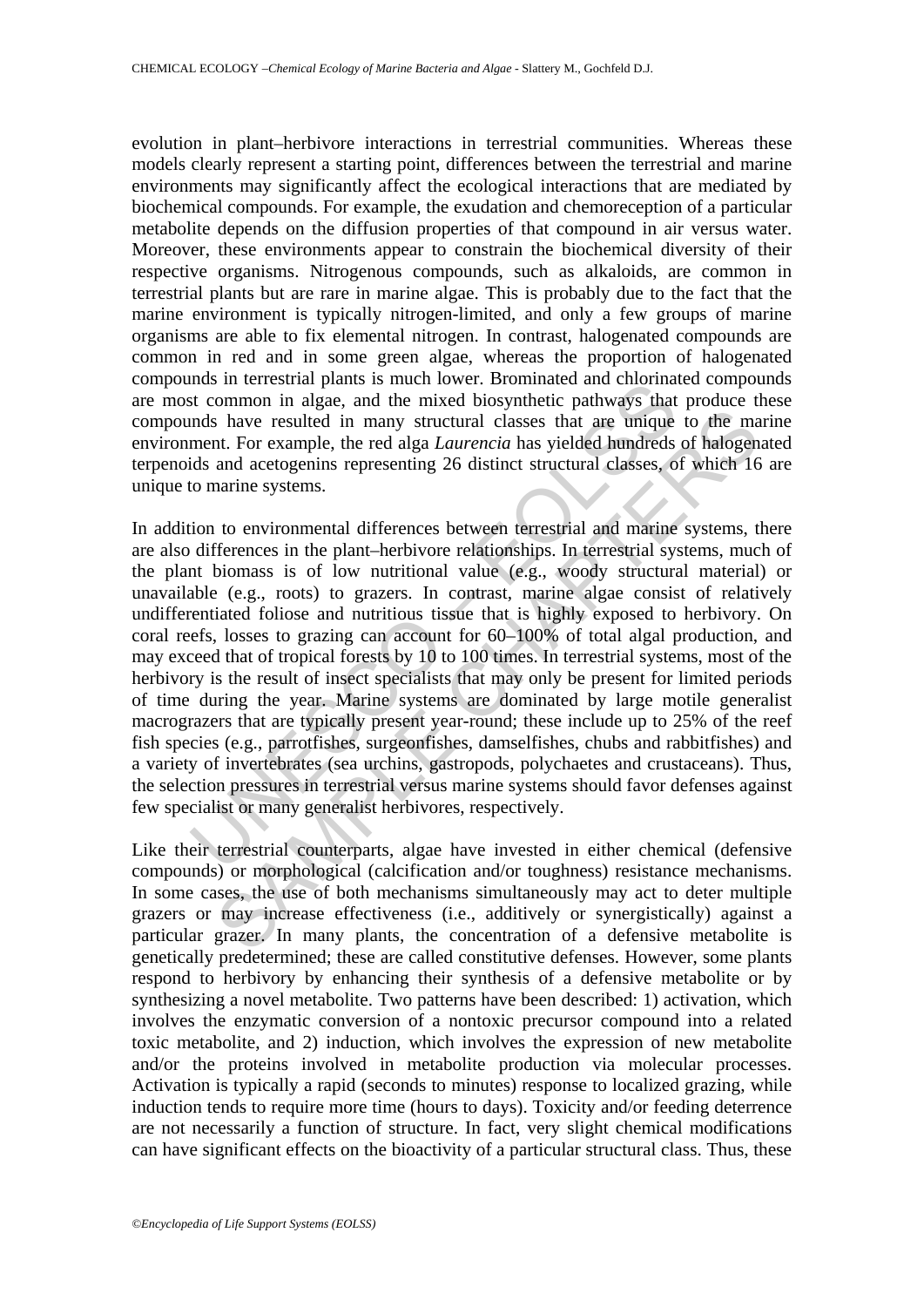evolution in plant–herbivore interactions in terrestrial communities. Whereas these models clearly represent a starting point, differences between the terrestrial and marine environments may significantly affect the ecological interactions that are mediated by biochemical compounds. For example, the exudation and chemoreception of a particular metabolite depends on the diffusion properties of that compound in air versus water. Moreover, these environments appear to constrain the biochemical diversity of their respective organisms. Nitrogenous compounds, such as alkaloids, are common in terrestrial plants but are rare in marine algae. This is probably due to the fact that the marine environment is typically nitrogen-limited, and only a few groups of marine organisms are able to fix elemental nitrogen. In contrast, halogenated compounds are common in red and in some green algae, whereas the proportion of halogenated compounds in terrestrial plants is much lower. Brominated and chlorinated compounds are most common in algae, and the mixed biosynthetic pathways that produce these compounds have resulted in many structural classes that are unique to the marine environment. For example, the red alga *Laurencia* has yielded hundreds of halogenated terpenoids and acetogenins representing 26 distinct structural classes, of which 16 are unique to marine systems.

In addition to environmental differences between terrestrial and marine systems, there are also differences in the plant–herbivore relationships. In terrestrial systems, much of the plant biomass is of low nutritional value (e.g., woody structural material) or unavailable (e.g., roots) to grazers. In contrast, marine algae consist of relatively undifferentiated foliose and nutritious tissue that is highly exposed to herbivory. On coral reefs, losses to grazing can account for 60–100% of total algal production, and may exceed that of tropical forests by 10 to 100 times. In terrestrial systems, most of the herbivory is the result of insect specialists that may only be present for limited periods of time during the year. Marine systems are dominated by large motile generalist macrograzers that are typically present year-round; these include up to 25% of the reef fish species (e.g., parrotfishes, surgeonfishes, damselfishes, chubs and rabbitfishes) and a variety of invertebrates (sea urchins, gastropods, polychaetes and crustaceans). Thus, the selection pressures in terrestrial versus marine systems should favor defenses against few specialist or many generalist herbivores, respectively.

Like their terrestrial counterparts, algae have invested in either chemical (defensive compounds) or morphological (calcification and/or toughness) resistance mechanisms. In some cases, the use of both mechanisms simultaneously may act to deter multiple grazers or may increase effectiveness (i.e., additively or synergistically) against a particular grazer. In many plants, the concentration of a defensive metabolite is genetically predetermined; these are called constitutive defenses. However, some plants respond to herbivory by enhancing their synthesis of a defensive metabolite or by synthesizing a novel metabolite. Two patterns have been described: 1) activation, which involves the enzymatic conversion of a nontoxic precursor compound into a related toxic metabolite, and 2) induction, which involves the expression of new metabolite and/or the proteins involved in metabolite production via molecular processes. Activation is typically a rapid (seconds to minutes) response to localized grazing, while induction tends to require more time (hours to days). Toxicity and/or feeding deterrence are not necessarily a function of structure. In fact, very slight chemical modifications can have significant effects on the bioactivity of a particular structural class. Thus, these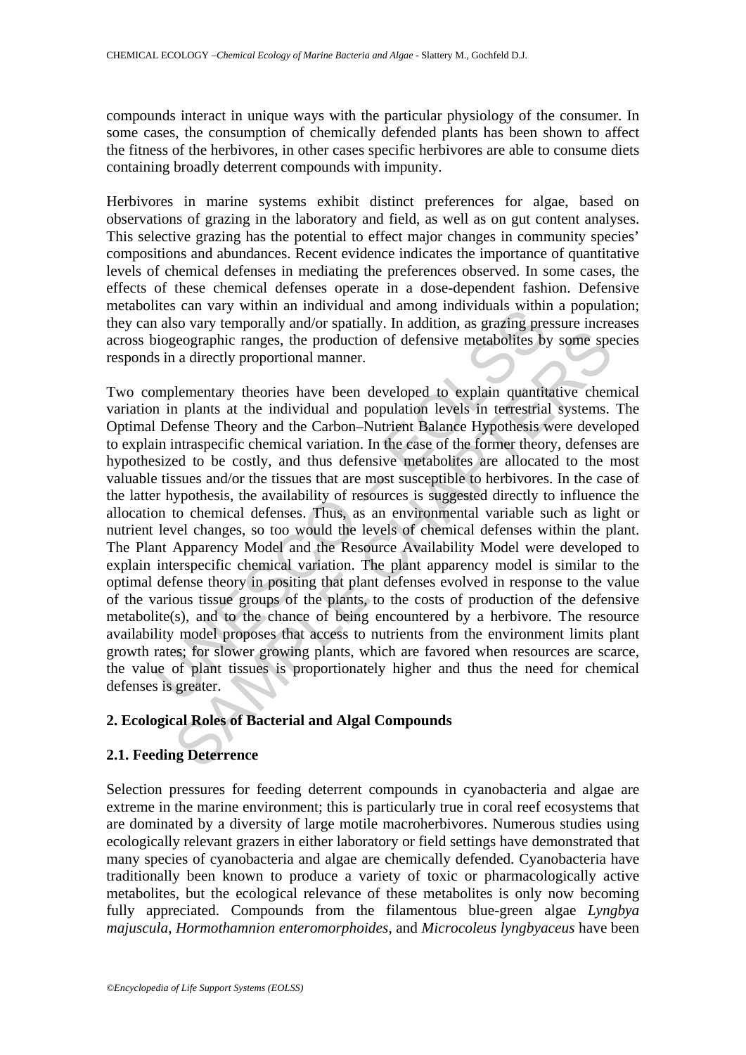compounds interact in unique ways with the particular physiology of the consumer. In some cases, the consumption of chemically defended plants has been shown to affect the fitness of the herbivores, in other cases specific herbivores are able to consume diets containing broadly deterrent compounds with impunity.

Herbivores in marine systems exhibit distinct preferences for algae, based on observations of grazing in the laboratory and field, as well as on gut content analyses. This selective grazing has the potential to effect major changes in community species' compositions and abundances. Recent evidence indicates the importance of quantitative levels of chemical defenses in mediating the preferences observed. In some cases, the effects of these chemical defenses operate in a dose-dependent fashion. Defensive metabolites can vary within an individual and among individuals within a population; they can also vary temporally and/or spatially. In addition, as grazing pressure increases across biogeographic ranges, the production of defensive metabolites by some species responds in a directly proportional manner.

Two complementary theories have been developed to explain quantitative chemical variation in plants at the individual and population levels in terrestrial systems. The Optimal Defense Theory and the Carbon–Nutrient Balance Hypothesis were developed to explain intraspecific chemical variation. In the case of the former theory, defenses are hypothesized to be costly, and thus defensive metabolites are allocated to the most valuable tissues and/or the tissues that are most susceptible to herbivores. In the case of the latter hypothesis, the availability of resources is suggested directly to influence the allocation to chemical defenses. Thus, as an environmental variable such as light or nutrient level changes, so too would the levels of chemical defenses within the plant. The Plant Apparency Model and the Resource Availability Model were developed to explain interspecific chemical variation. The plant apparency model is similar to the optimal defense theory in positing that plant defenses evolved in response to the value of the various tissue groups of the plants, to the costs of production of the defensive metabolite(s), and to the chance of being encountered by a herbivore. The resource availability model proposes that access to nutrients from the environment limits plant growth rates; for slower growing plants, which are favored when resources are scarce, the value of plant tissues is proportionately higher and thus the need for chemical defenses is greater.

## 2. Ecological Roles of Bacterial and Algal Compounds

### 2.1. Feeding Deterrence

Selection pressures for feeding deterrent compounds in cyanobacteria and algae are extreme in the marine environment; this is particularly true in coral reef ecosystems that are dominated by a diversity of large motile macroherbivores. Numerous studies using ecologically relevant grazers in either laboratory or field settings have demonstrated that many species of cyanobacteria and algae are chemically defended. Cyanobacteria have traditionally been known to produce a variety of toxic or pharmacologically active metabolites, but the ecological relevance of these metabolites is only now becoming fully appreciated. Compounds from the filamentous blue-green algae *Lyngbya majuscula*, *Hormothamnion enteromorphoides*, and *Microcoleus lyngbyaceus* have been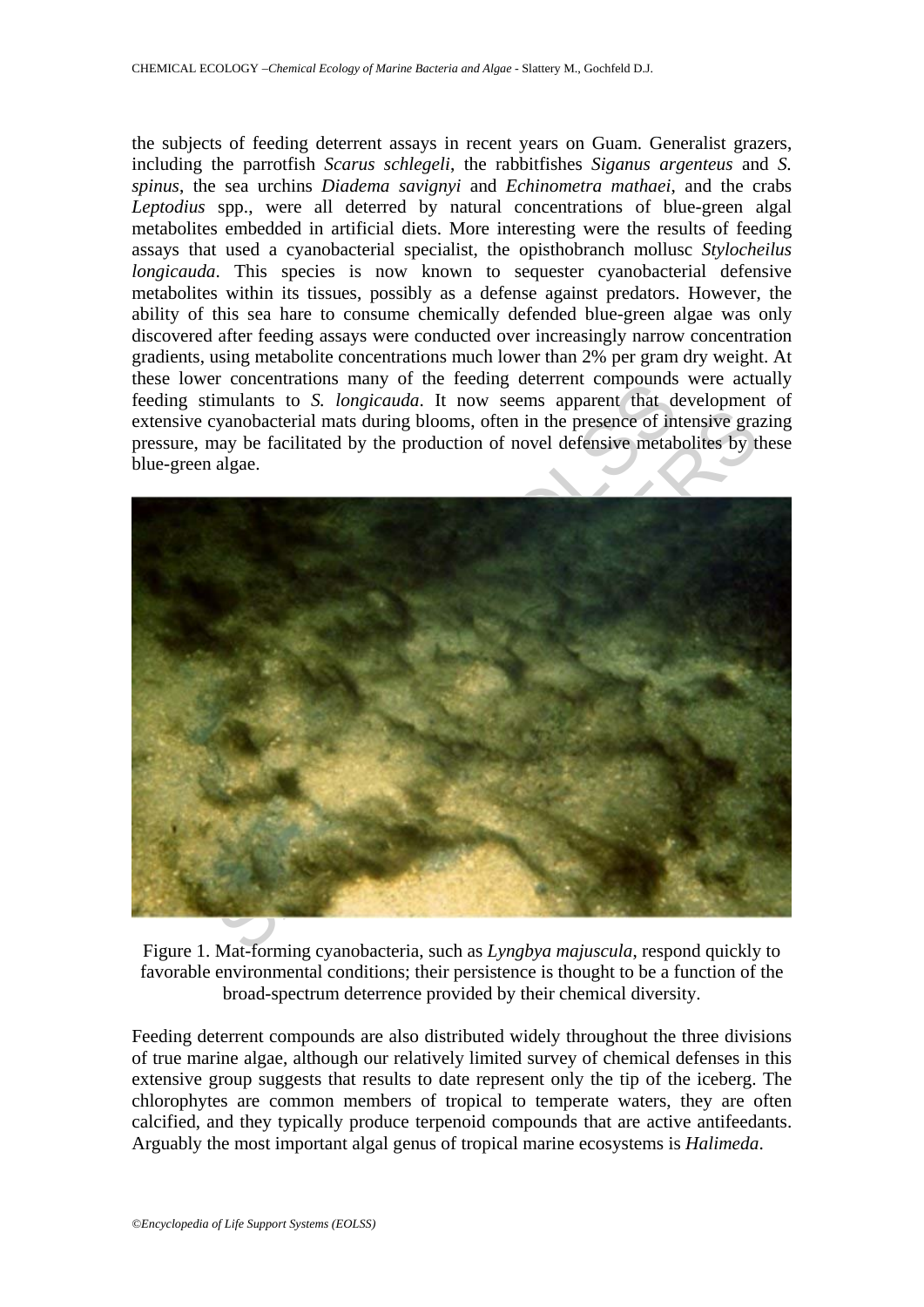the subjects of feeding deterrent assays in recent years on Guam. Generalist grazers, including the parrotfish *Scarus schlegeli*, the rabbitfishes *Siganus argenteus* and *S. spinus*, the sea urchins *Diadema savignyi* and *Echinometra mathaei*, and the crabs *Leptodius* spp., were all deterred by natural concentrations of blue-green algal metabolites embedded in artificial diets. More interesting were the results of feeding assays that used a cyanobacterial specialist, the opisthobranch mollusc *Stylocheilus longicauda*. This species is now known to sequester cyanobacterial defensive metabolites within its tissues, possibly as a defense against predators. However, the ability of this sea hare to consume chemically defended blue-green algae was only discovered after feeding assays were conducted over increasingly narrow concentration gradients, using metabolite concentrations much lower than 2% per gram dry weight. At these lower concentrations many of the feeding deterrent compounds were actually feeding stimulants to *S. longicauda*. It now seems apparent that development of extensive cyanobacterial mats during blooms, often in the presence of intensive grazing pressure, may be facilitated by the production of novel defensive metabolites by these blue-green algae.

Figure 1. Mat-forming cyanobacteria, such as *Lyngbya majuscula*, respond quickly to favorable environmental conditions; their persistence is thought to be a function of the broad-spectrum deterrence provided by their chemical diversity.

Feeding deterrent compounds are also distributed widely throughout the three divisions of true marine algae, although our relatively limited survey of chemical defenses in this extensive group suggests that results to date represent only the tip of the iceberg. The chlorophytes are common members of tropical to temperate waters, they are often calcified, and they typically produce terpenoid compounds that are active antifeedants. Arguably the most important algal genus of tropical marine ecosystems is *Halimeda*.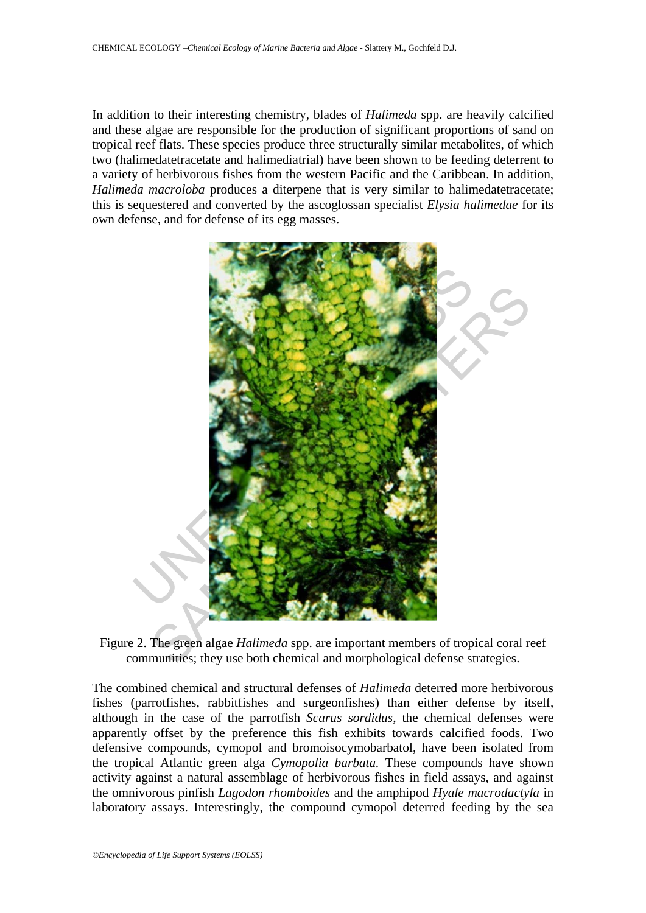In addition to their interesting chemistry, blades of *Halimeda* spp. are heavily calcified and these algae are responsible for the production of significant proportions of sand on tropical reef flats. These species produce three structurally similar metabolites, of which two (halimedatetracetate and halimediatrial) have been shown to be feeding deterrent to a variety of herbivorous fishes from the western Pacific and the Caribbean. In addition, *Halimeda macroloba* produces a diterpene that is very similar to halimedatetracetate; this is sequestered and converted by the ascoglossan specialist *Elysia halimedae* for its own defense, and for defense of its egg masses.

Figure 2. The green algae *Halimeda* spp. are important members of tropical coral reef communities; they use both chemical and morphological defense strategies.

The combined chemical and structural defenses of *Halimeda* deterred more herbivorous fishes (parrotfishes, rabbitfishes and surgeonfishes) than either defense by itself, although in the case of the parrotfish *Scarus sordidus*, the chemical defenses were apparently offset by the preference this fish exhibits towards calcified foods. Two defensive compounds, cymopol and bromoisocymobarbatol, have been isolated from the tropical Atlantic green alga *Cymopolia barbata.* These compounds have shown activity against a natural assemblage of herbivorous fishes in field assays, and against the omnivorous pinfish *Lagodon rhomboides* and the amphipod *Hyale macrodactyla* in laboratory assays. Interestingly, the compound cymopol deterred feeding by the sea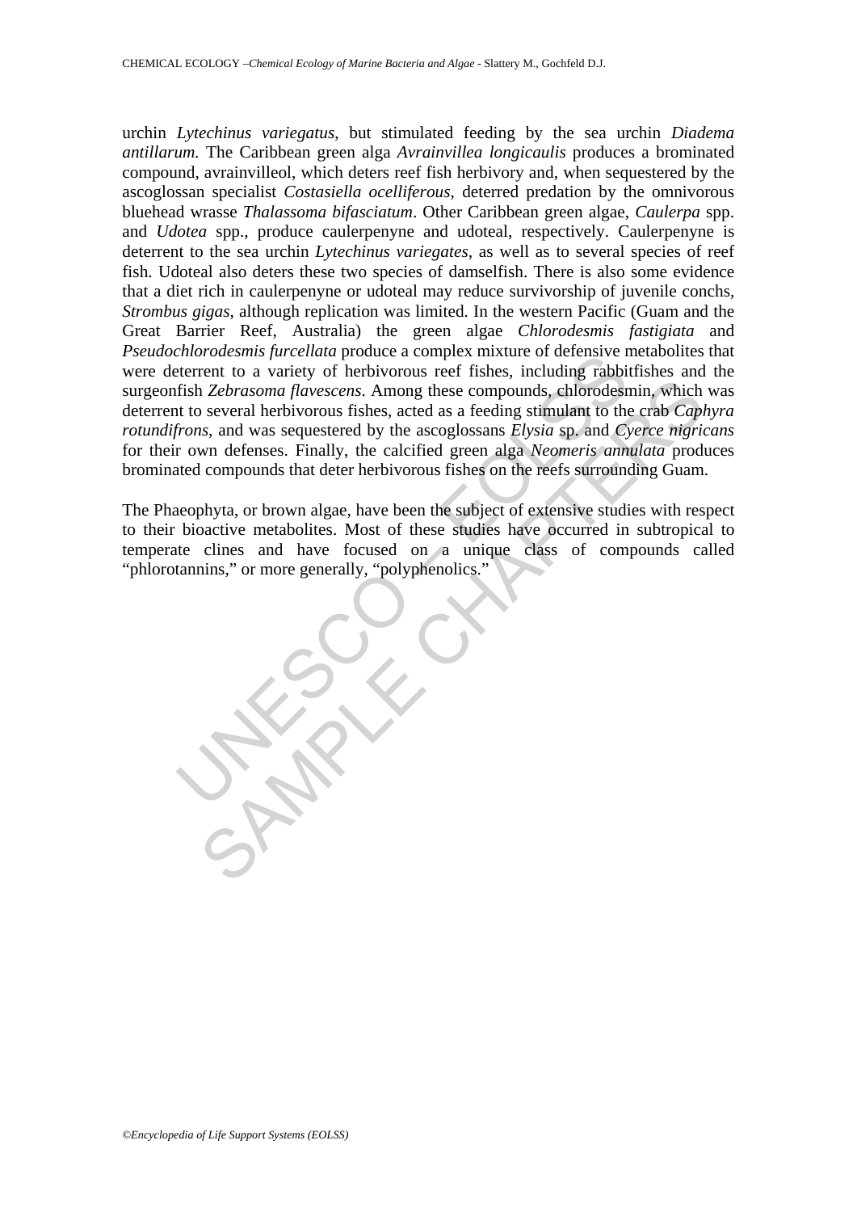urchin *Lytechinus variegatus*, but stimulated feeding by the sea urchin *Diadema antillarum.* The Caribbean green alga *Avrainvillea longicaulis* produces a brominated compound, avrainvilleol, which deters reef fish herbivory and, when sequestered by the ascoglossan specialist *Costasiella ocelliferous*, deterred predation by the omnivorous bluehead wrasse *Thalassoma bifasciatum*. Other Caribbean green algae, *Caulerpa* spp. and *Udotea* spp., produce caulerpenyne and udoteal, respectively. Caulerpenyne is deterrent to the sea urchin *Lytechinus variegates*, as well as to several species of reef fish. Udoteal also deters these two species of damselfish. There is also some evidence that a diet rich in caulerpenyne or udoteal may reduce survivorship of juvenile conchs, *Strombus gigas*, although replication was limited. In the western Pacific (Guam and the Great Barrier Reef, Australia) the green algae *Chlorodesmis fastigiata* and *Pseudochlorodesmis furcellata* produce a complex mixture of defensive metabolites that were deterrent to a variety of herbivorous reef fishes, including rabbitfishes and the surgeonfish *Zebrasoma flavescens*. Among these compounds, chlorodesmin, which was deterrent to several herbivorous fishes, acted as a feeding stimulant to the crab *Caphyra rotundifrons*, and was sequestered by the ascoglossans *Elysia* sp. and *Cyerce nigricans* for their own defenses. Finally, the calcified green alga *Neomeris annulata* produces brominated compounds that deter herbivorous fishes on the reefs surrounding Guam.

The Phaeophyta, or brown algae, have been the subject of extensive studies with respect to their bioactive metabolites. Most of these studies have occurred in subtropical to temperate clines and have focused on a unique class of compounds called "phlorotannins," or more generally, "polyphenolics."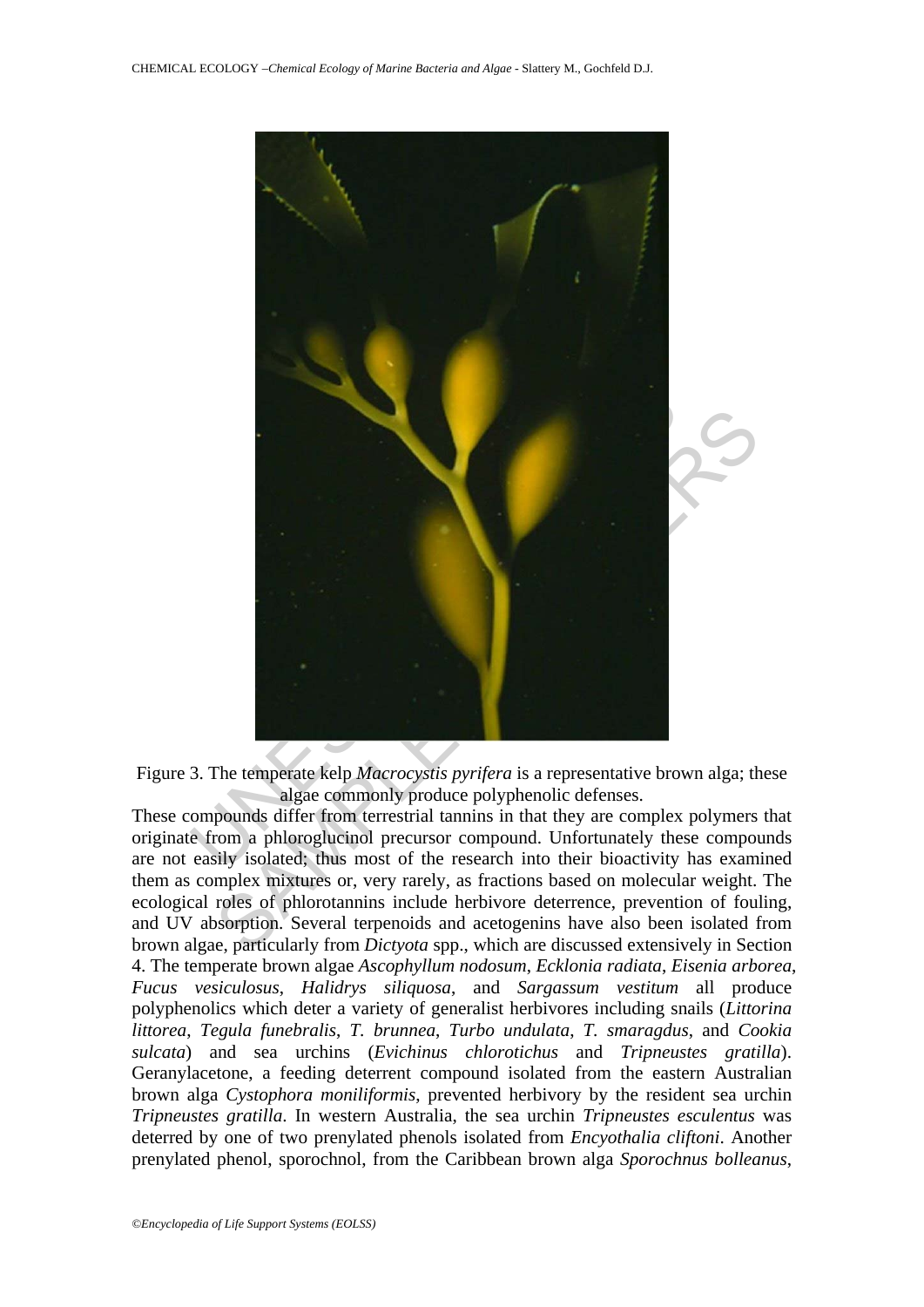Figure 3. The temperate kelp *Macrocystis pyrifera* is a representative brown alga; these algae commonly produce polyphenolic defenses.

These compounds differ from terrestrial tannins in that they are complex polymers that originate from a phloroglucinol precursor compound. Unfortunately these compounds are not easily isolated; thus most of the research into their bioactivity has examined them as complex mixtures or, very rarely, as fractions based on molecular weight. The ecological roles of phlorotannins include herbivore deterrence, prevention of fouling, and UV absorption. Several terpenoids and acetogenins have also been isolated from brown algae, particularly from *Dictyota* spp., which are discussed extensively in Section 4. The temperate brown algae *Ascophyllum nodosum*, *Ecklonia radiata*, *Eisenia arborea*, *Fucus vesiculosus*, *Halidrys siliquosa*, and *Sargassum vestitum* all produce polyphenolics which deter a variety of generalist herbivores including snails (*Littorina littorea*, *Tegula funebralis*, *T. brunnea*, *Turbo undulata*, *T. smaragdus*, and *Cookia sulcata*) and sea urchins (*Evichinus chlorotichus* and *Tripneustes gratilla*). Geranylacetone, a feeding deterrent compound isolated from the eastern Australian brown alga *Cystophora moniliformis*, prevented herbivory by the resident sea urchin *Tripneustes gratilla*. In western Australia, the sea urchin *Tripneustes esculentus* was deterred by one of two prenylated phenols isolated from *Encyothalia cliftoni*. Another prenylated phenol, sporochnol, from the Caribbean brown alga *Sporochnus bolleanus*,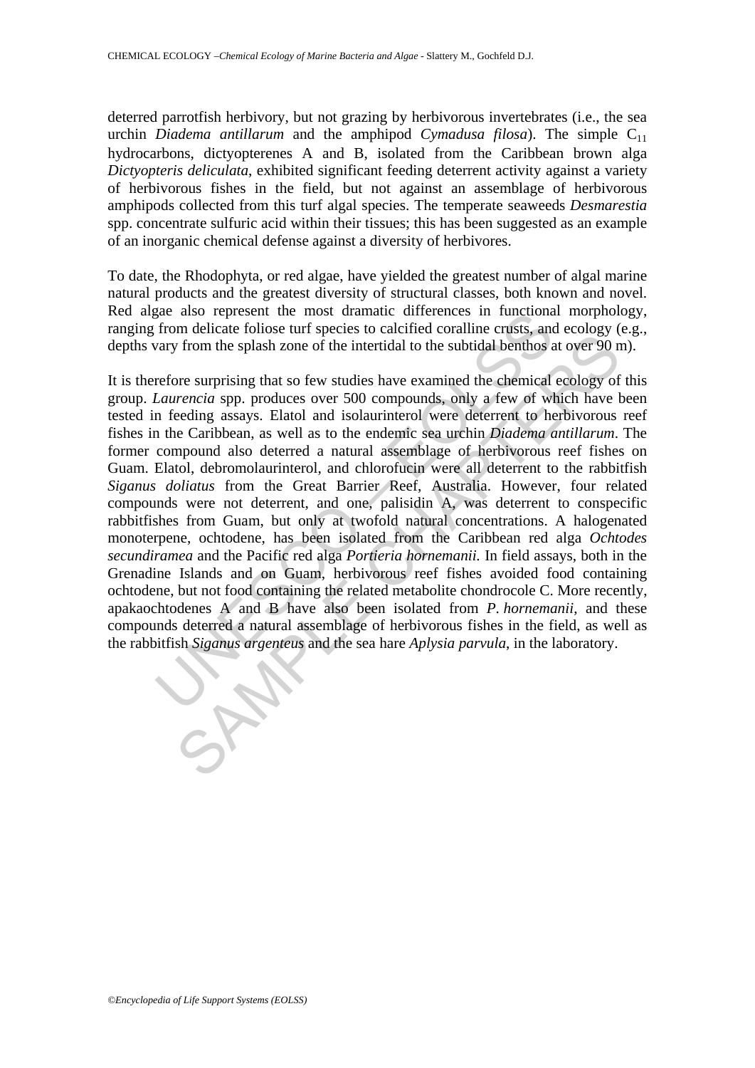deterred parrotfish herbivory, but not grazing by herbivorous invertebrates (i.e., the sea urchin *Diadema antillarum* and the amphipod *Cymadusa filosa*). The simple $C_{11}$ hydrocarbons, dictyopterenes A and B, isolated from the Caribbean brown alga *Dictyopteris deliculata*, exhibited significant feeding deterrent activity against a variety of herbivorous fishes in the field, but not against an assemblage of herbivorous amphipods collected from this turf algal species. The temperate seaweeds *Desmarestia* spp. concentrate sulfuric acid within their tissues; this has been suggested as an example of an inorganic chemical defense against a diversity of herbivores.

To date, the Rhodophyta, or red algae, have yielded the greatest number of algal marine natural products and the greatest diversity of structural classes, both known and novel. Red algae also represent the most dramatic differences in functional morphology, ranging from delicate foliose turf species to calcified coralline crusts, and ecology (e.g., depths vary from the splash zone of the intertidal to the subtidal benthos at over 90 m).

It is therefore surprising that so few studies have examined the chemical ecology of this group. *Laurencia* spp. produces over 500 compounds, only a few of which have been tested in feeding assays. Elatol and isolaurinterol were deterrent to herbivorous reef fishes in the Caribbean, as well as to the endemic sea urchin *Diadema antillarum*. The former compound also deterred a natural assemblage of herbivorous reef fishes on Guam. Elatol, debromolaurinterol, and chlorofucin were all deterrent to the rabbitfish *Siganus doliatus* from the Great Barrier Reef, Australia. However, four related compounds were not deterrent, and one, palisidin A, was deterrent to conspecific rabbitfishes from Guam, but only at twofold natural concentrations. A halogenated monoterpene, ochtodene, has been isolated from the Caribbean red alga *Ochtodes secundiramea* and the Pacific red alga *Portieria hornemanii*. In field assays, both in the Grenadine Islands and on Guam, herbivorous reef fishes avoided food containing ochtodene, but not food containing the related metabolite chondrocole C. More recently, apakaochtodenes A and B have also been isolated from *P. hornemanii*, and these compounds deterred a natural assemblage of herbivorous fishes in the field, as well as the rabbitfish *Siganus argenteus* and the sea hare *Aplysia parvula*, in the laboratory.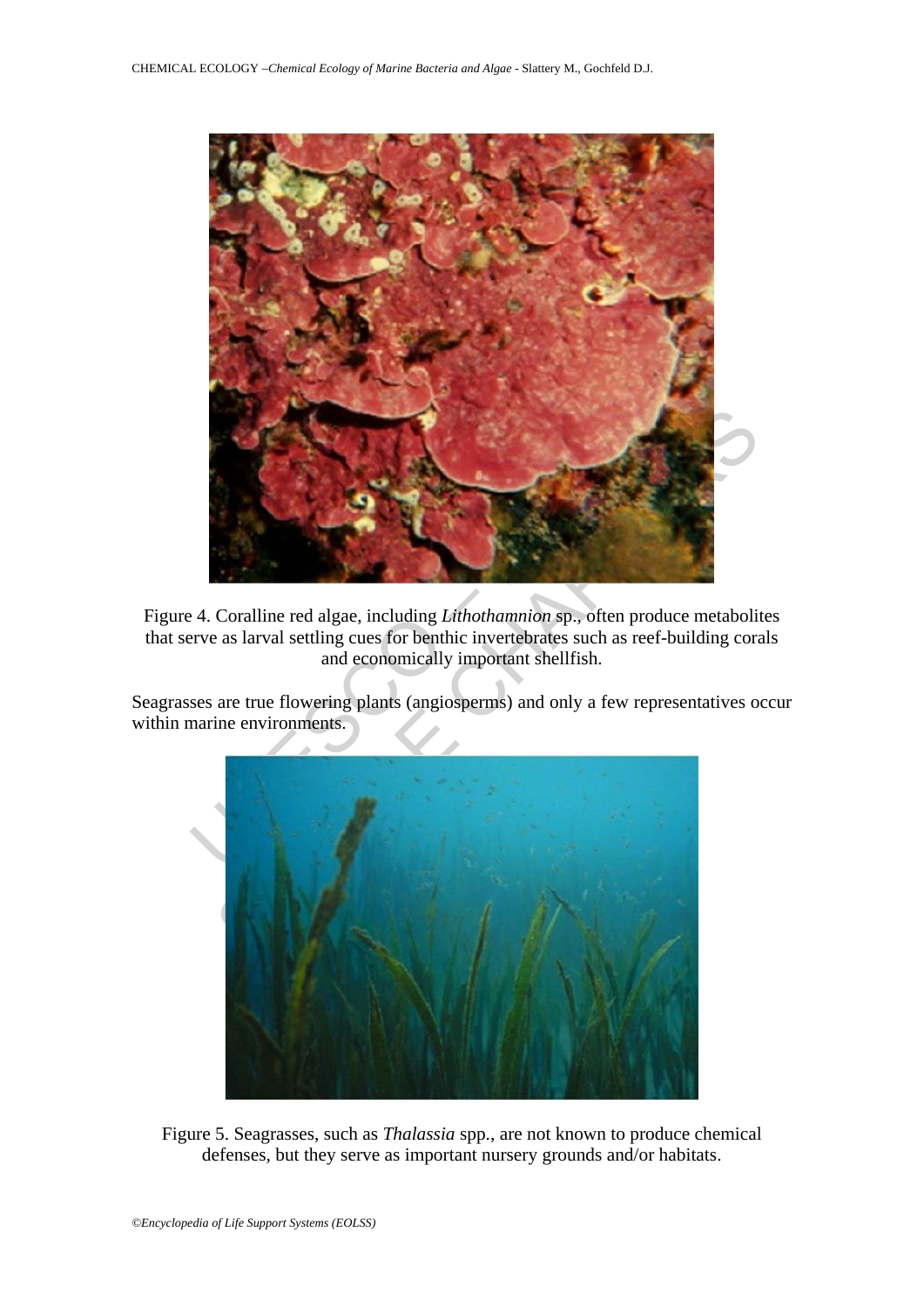Figure 4. Coralline red algae, including *Lithothamnion* sp., often produce metabolites that serve as larval settling cues for benthic invertebrates such as reef-building corals and economically important shellfish.

Seagrasses are true flowering plants (angiosperms) and only a few representatives occur within marine environments.

Figure 5. Seagrasses, such as *Thalassia* spp., are not known to produce chemical defenses, but they serve as important nursery grounds and/or habitats.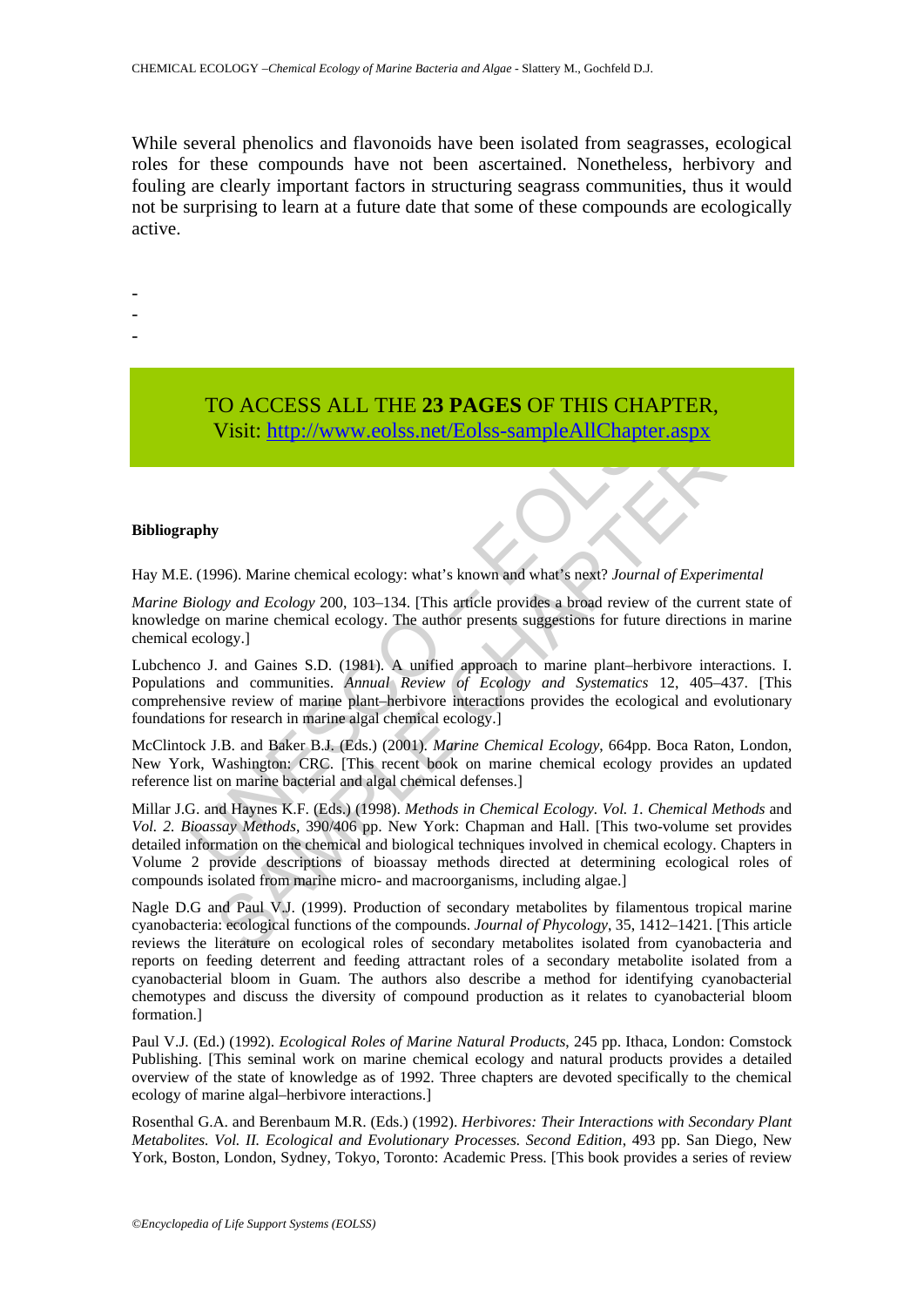While several phenolics and flavonoids have been isolated from seagrasses, ecological roles for these compounds have not been ascertained. Nonetheless, herbivory and fouling are clearly important factors in structuring seagrass communities, thus it would not be surprising to learn at a future date that some of these compounds are ecologically active.

-
-
-

TO ACCESS ALL THE **23 PAGES** OF THIS CHAPTER,
Visit: http://www.eolss.net/Eolss-sampleAllChapter.aspx

**Bibliography**

Hay M.E. (1996). Marine chemical ecology: what's known and what's next? *Journal of Experimental Marine Biology and Ecology* 200, 103–134. [This article provides a broad review of the current state of knowledge on marine chemical ecology. The author presents suggestions for future directions in marine chemical ecology.]

Lubchenco J. and Gaines S.D. (1981). A unified approach to marine plant–herbivore interactions. I. Populations and communities. *Annual Review of Ecology and Systematics* 12, 405–437. [This comprehensive review of marine plant–herbivore interactions provides the ecological and evolutionary foundations for research in marine algal chemical ecology.]

McClintock J.B. and Baker B.J. (Eds.) (2001). *Marine Chemical Ecology*, 664pp. Boca Raton, London, New York, Washington: CRC. [This recent book on marine chemical ecology provides an updated reference list on marine bacterial and algal chemical defenses.]

Millar J.G. and Haynes K.F. (Eds.) (1998). *Methods in Chemical Ecology. Vol. 1. Chemical Methods* and *Vol. 2. Bioassay Methods*, 390/406 pp. New York: Chapman and Hall. [This two-volume set provides detailed information on the chemical and biological techniques involved in chemical ecology. Chapters in Volume 2 provide descriptions of bioassay methods directed at determining ecological roles of compounds isolated from marine micro- and macroorganisms, including algae.]

Nagle D.G and Paul V.J. (1999). Production of secondary metabolites by filamentous tropical marine cyanobacteria: ecological functions of the compounds. *Journal of Phycology*, 35, 1412–1421. [This article reviews the literature on ecological roles of secondary metabolites isolated from cyanobacteria and reports on feeding deterrent and feeding attractant roles of a secondary metabolite isolated from a cyanobacterial bloom in Guam. The authors also describe a method for identifying cyanobacterial chemotypes and discuss the diversity of compound production as it relates to cyanobacterial bloom formation.]

Paul V.J. (Ed.) (1992). *Ecological Roles of Marine Natural Products*, 245 pp. Ithaca, London: Comstock Publishing. [This seminal work on marine chemical ecology and natural products provides a detailed overview of the state of knowledge as of 1992. Three chapters are devoted specifically to the chemical ecology of marine algal–herbivore interactions.]

Rosenthal G.A. and Berenbaum M.R. (Eds.) (1992). *Herbivores: Their Interactions with Secondary Plant Metabolites. Vol. II. Ecological and Evolutionary Processes. Second Edition*, 493 pp. San Diego, New York, Boston, London, Sydney, Tokyo, Toronto: Academic Press. [This book provides a series of review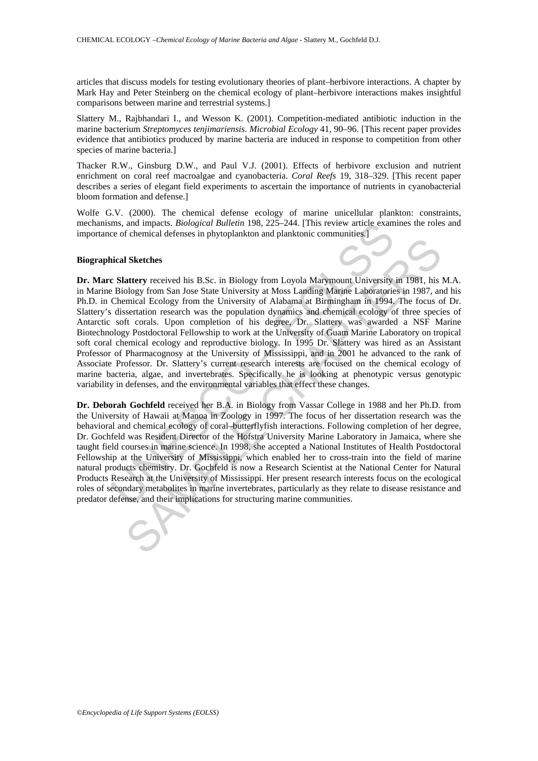articles that discuss models for testing evolutionary theories of plant–herbivore interactions. A chapter by Mark Hay and Peter Steinberg on the chemical ecology of plant–herbivore interactions makes insightful comparisons between marine and terrestrial systems.]

Slattery M., Rajbhandari I., and Wesson K. (2001). Competition-mediated antibiotic induction in the marine bacterium *Streptomyces tenjimariensis*. *Microbial Ecology* 41, 90–96. [This recent paper provides evidence that antibiotics produced by marine bacteria are induced in response to competition from other species of marine bacteria.]

Thacker R.W., Ginsburg D.W., and Paul V.J. (2001). Effects of herbivore exclusion and nutrient enrichment on coral reef macroalgae and cyanobacteria. *Coral Reefs* 19, 318–329. [This recent paper describes a series of elegant field experiments to ascertain the importance of nutrients in cyanobacterial bloom formation and defense.]

Wolfe G.V. (2000). The chemical defense ecology of marine unicellular plankton: constraints, mechanisms, and impacts. *Biological Bulletin* 198, 225–244. [This review article examines the roles and importance of chemical defenses in phytoplankton and planktonic communities.]

**Biographical Sketches**

**Dr. Marc Slattery** received his B.Sc. in Biology from Loyola Marymount University in 1981, his M.A. in Marine Biology from San Jose State University at Moss Landing Marine Laboratories in 1987, and his Ph.D. in Chemical Ecology from the University of Alabama at Birmingham in 1994. The focus of Dr. Slattery's dissertation research was the population dynamics and chemical ecology of three species of Antarctic soft corals. Upon completion of his degree, Dr. Slattery was awarded a NSF Marine Biotechnology Postdoctoral Fellowship to work at the University of Guam Marine Laboratory on tropical soft coral chemical ecology and reproductive biology. In 1995 Dr. Slattery was hired as an Assistant Professor of Pharmacognosy at the University of Mississippi, and in 2001 he advanced to the rank of Associate Professor. Dr. Slattery's current research interests are focused on the chemical ecology of marine bacteria, algae, and invertebrates. Specifically he is looking at phenotypic versus genotypic variability in defenses, and the environmental variables that effect these changes.

**Dr. Deborah Gochfeld** received her B.A. in Biology from Vassar College in 1988 and her Ph.D. from the University of Hawaii at Manoa in Zoology in 1997. The focus of her dissertation research was the behavioral and chemical ecology of coral–butterflyfish interactions. Following completion of her degree, Dr. Gochfeld was Resident Director of the Hofstra University Marine Laboratory in Jamaica, where she taught field courses in marine science. In 1998, she accepted a National Institutes of Health Postdoctoral Fellowship at the University of Mississippi, which enabled her to cross-train into the field of marine natural products chemistry. Dr. Gochfeld is now a Research Scientist at the National Center for Natural Products Research at the University of Mississippi. Her present research interests focus on the ecological roles of secondary metabolites in marine invertebrates, particularly as they relate to disease resistance and predator defense, and their implications for structuring marine communities.